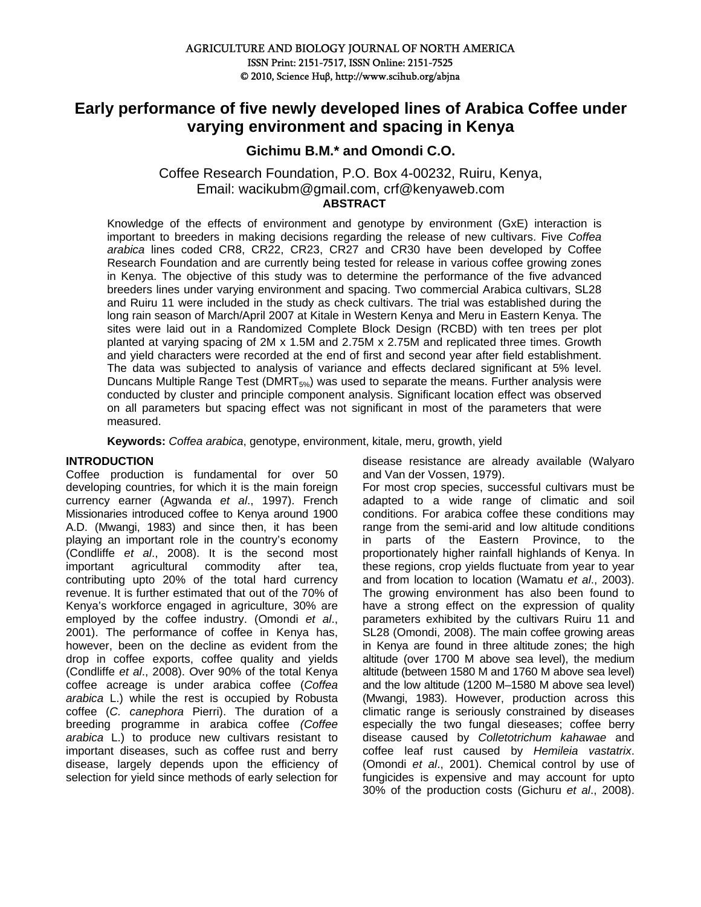# Early performance of five newly developed lines of Arabica Coffee under varying environment and spacing in Kenya

**Gichimu B.M.* and Omondi C.O.**

Coffee Research Foundation, P.O. Box 4-00232, Ruiru, Kenya,
Email: wacikubm@gmail.com, crf@kenyaweb.com

## ABSTRACT

Knowledge of the effects of environment and genotype by environment (GxE) interaction is important to breeders in making decisions regarding the release of new cultivars. Five *Coffea arabica* lines coded CR8, CR22, CR23, CR27 and CR30 have been developed by Coffee Research Foundation and are currently being tested for release in various coffee growing zones in Kenya. The objective of this study was to determine the performance of the five advanced breeders lines under varying environment and spacing. Two commercial Arabica cultivars, SL28 and Ruiru 11 were included in the study as check cultivars. The trial was established during the long rain season of March/April 2007 at Kitale in Western Kenya and Meru in Eastern Kenya. The sites were laid out in a Randomized Complete Block Design (RCBD) with ten trees per plot planted at varying spacing of 2M x 1.5M and 2.75M x 2.75M and replicated three times. Growth and yield characters were recorded at the end of first and second year after field establishment. The data was subjected to analysis of variance and effects declared significant at 5% level. Duncans Multiple Range Test ($DMRT_{5\%}$) was used to separate the means. Further analysis were conducted by cluster and principle component analysis. Significant location effect was observed on all parameters but spacing effect was not significant in most of the parameters that were measured.

**Keywords:** *Coffea arabica*, genotype, environment, kitale, meru, growth, yield

## INTRODUCTION

Coffee production is fundamental for over 50 developing countries, for which it is the main foreign currency earner (Agwanda *et al*., 1997). French Missionaries introduced coffee to Kenya around 1900 A.D. (Mwangi, 1983) and since then, it has been playing an important role in the country's economy (Condliffe *et al*., 2008). It is the second most important agricultural commodity after tea, contributing upto 20% of the total hard currency revenue. It is further estimated that out of the 70% of Kenya's workforce engaged in agriculture, 30% are employed by the coffee industry. (Omondi *et al*., 2001). The performance of coffee in Kenya has, however, been on the decline as evident from the drop in coffee exports, coffee quality and yields (Condliffe *et al*., 2008). Over 90% of the total Kenya coffee acreage is under arabica coffee (*Coffea arabica* L.) while the rest is occupied by Robusta coffee (*C. canephora* Pierri). The duration of a breeding programme in arabica coffee *(Coffee arabica* L.) to produce new cultivars resistant to important diseases, such as coffee rust and berry disease, largely depends upon the efficiency of selection for yield since methods of early selection for disease resistance are already available (Walyaro and Van der Vossen, 1979).

For most crop species, successful cultivars must be adapted to a wide range of climatic and soil conditions. For arabica coffee these conditions may range from the semi-arid and low altitude conditions in parts of the Eastern Province, to the proportionately higher rainfall highlands of Kenya. In these regions, crop yields fluctuate from year to year and from location to location (Wamatu *et al*., 2003). The growing environment has also been found to have a strong effect on the expression of quality parameters exhibited by the cultivars Ruiru 11 and SL28 (Omondi, 2008). The main coffee growing areas in Kenya are found in three altitude zones; the high altitude (over 1700 M above sea level), the medium altitude (between 1580 M and 1760 M above sea level) and the low altitude (1200 M–1580 M above sea level) (Mwangi, 1983). However, production across this climatic range is seriously constrained by diseases especially the two fungal dieseases; coffee berry disease caused by *Colletotrichum kahawae* and coffee leaf rust caused by *Hemileia vastatrix*. (Omondi *et al*., 2001). Chemical control by use of fungicides is expensive and may account for upto 30% of the production costs (Gichuru *et al*., 2008).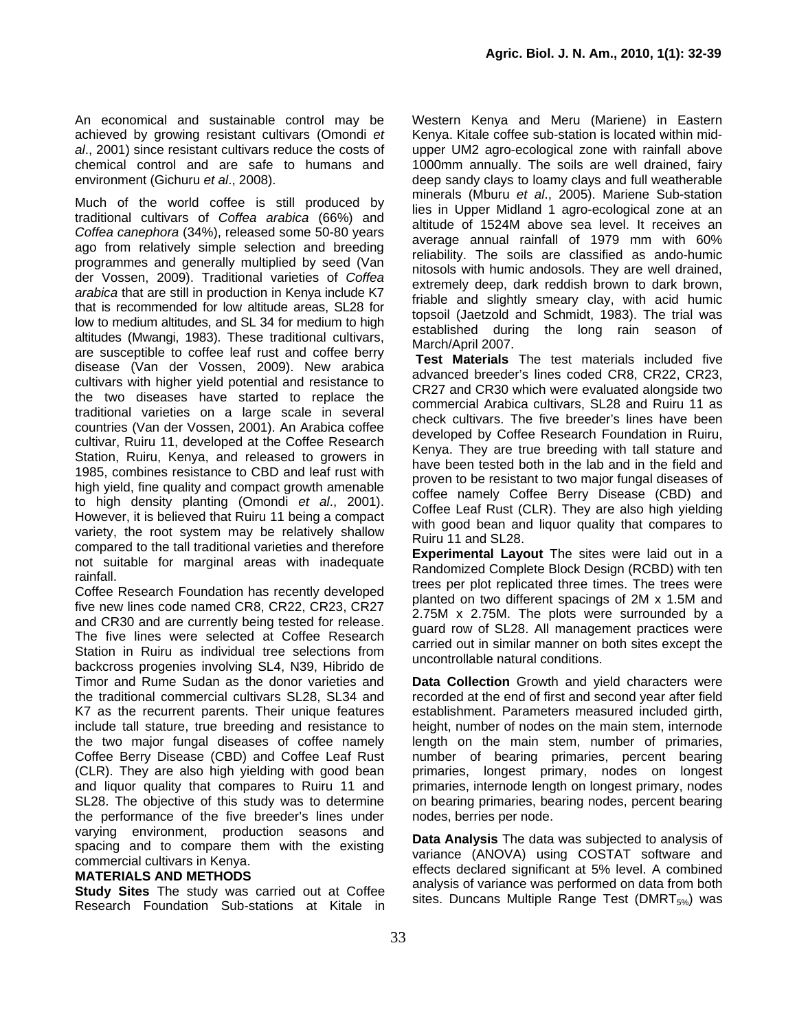An economical and sustainable control may be achieved by growing resistant cultivars (Omondi *et al*., 2001) since resistant cultivars reduce the costs of chemical control and are safe to humans and environment (Gichuru *et al*., 2008).

Much of the world coffee is still produced by traditional cultivars of *Coffea arabica* (66%) and *Coffea canephora* (34%), released some 50-80 years ago from relatively simple selection and breeding programmes and generally multiplied by seed (Van der Vossen, 2009). Traditional varieties of *Coffea arabica* that are still in production in Kenya include K7 that is recommended for low altitude areas, SL28 for low to medium altitudes, and SL 34 for medium to high altitudes (Mwangi, 1983). These traditional cultivars, are susceptible to coffee leaf rust and coffee berry disease (Van der Vossen, 2009). New arabica cultivars with higher yield potential and resistance to the two diseases have started to replace the traditional varieties on a large scale in several countries (Van der Vossen, 2001). An Arabica coffee cultivar, Ruiru 11, developed at the Coffee Research Station, Ruiru, Kenya, and released to growers in 1985, combines resistance to CBD and leaf rust with high yield, fine quality and compact growth amenable to high density planting (Omondi *et al*., 2001). However, it is believed that Ruiru 11 being a compact variety, the root system may be relatively shallow compared to the tall traditional varieties and therefore not suitable for marginal areas with inadequate rainfall.

Coffee Research Foundation has recently developed five new lines code named CR8, CR22, CR23, CR27 and CR30 and are currently being tested for release. The five lines were selected at Coffee Research Station in Ruiru as individual tree selections from backcross progenies involving SL4, N39, Hibrido de Timor and Rume Sudan as the donor varieties and the traditional commercial cultivars SL28, SL34 and K7 as the recurrent parents. Their unique features include tall stature, true breeding and resistance to the two major fungal diseases of coffee namely Coffee Berry Disease (CBD) and Coffee Leaf Rust (CLR). They are also high yielding with good bean and liquor quality that compares to Ruiru 11 and SL28. The objective of this study was to determine the performance of the five breeder's lines under varying environment, production seasons and spacing and to compare them with the existing commercial cultivars in Kenya.

## MATERIALS AND METHODS

**Study Sites** The study was carried out at Coffee Research Foundation Sub-stations at Kitale in Western Kenya and Meru (Mariene) in Eastern Kenya. Kitale coffee sub-station is located within mid-upper UM2 agro-ecological zone with rainfall above 1000mm annually. The soils are well drained, fairy deep sandy clays to loamy clays and full weatherable minerals (Mburu *et al*., 2005). Mariene Sub-station lies in Upper Midland 1 agro-ecological zone at an altitude of 1524M above sea level. It receives an average annual rainfall of 1979 mm with 60% reliability. The soils are classified as ando-humic nitosols with humic andosols. They are well drained, extremely deep, dark reddish brown to dark brown, friable and slightly smeary clay, with acid humic topsoil (Jaetzold and Schmidt, 1983). The trial was established during the long rain season of March/April 2007.

**Test Materials** The test materials included five advanced breeder's lines coded CR8, CR22, CR23, CR27 and CR30 which were evaluated alongside two commercial Arabica cultivars, SL28 and Ruiru 11 as check cultivars. The five breeder's lines have been developed by Coffee Research Foundation in Ruiru, Kenya. They are true breeding with tall stature and have been tested both in the lab and in the field and proven to be resistant to two major fungal diseases of coffee namely Coffee Berry Disease (CBD) and Coffee Leaf Rust (CLR). They are also high yielding with good bean and liquor quality that compares to Ruiru 11 and SL28.

**Experimental Layout** The sites were laid out in a Randomized Complete Block Design (RCBD) with ten trees per plot replicated three times. The trees were planted on two different spacings of 2M x 1.5M and 2.75M x 2.75M. The plots were surrounded by a guard row of SL28. All management practices were carried out in similar manner on both sites except the uncontrollable natural conditions.

**Data Collection** Growth and yield characters were recorded at the end of first and second year after field establishment. Parameters measured included girth, height, number of nodes on the main stem, internode length on the main stem, number of primaries, number of bearing primaries, percent bearing primaries, longest primary, nodes on longest primaries, internode length on longest primary, nodes on bearing primaries, bearing nodes, percent bearing nodes, berries per node.

**Data Analysis** The data was subjected to analysis of variance (ANOVA) using COSTAT software and effects declared significant at 5% level. A combined analysis of variance was performed on data from both sites. Duncans Multiple Range Test ($DMRT_{5\%}$) was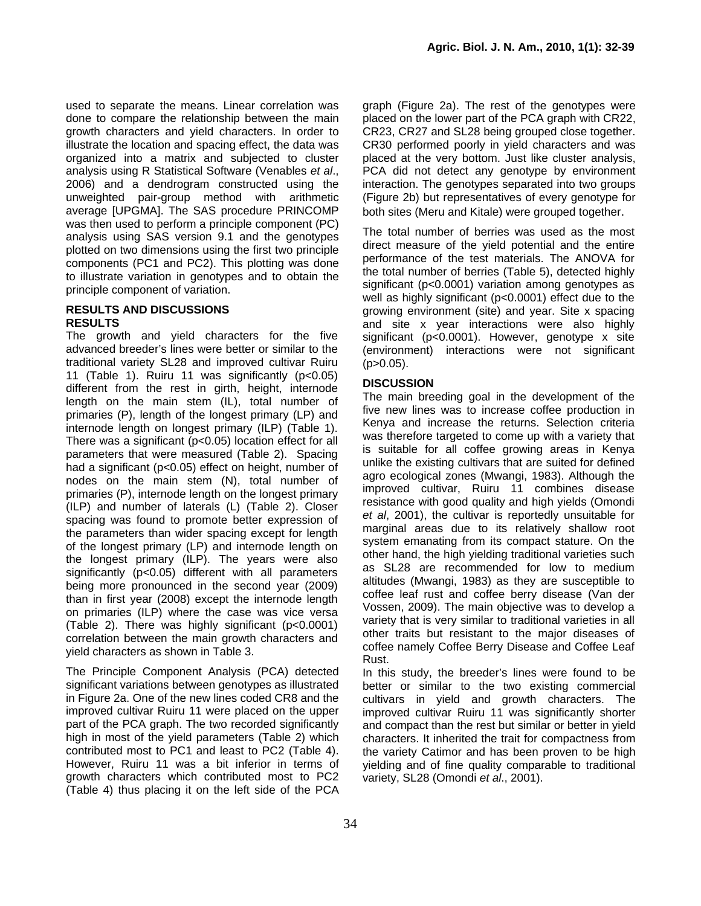used to separate the means. Linear correlation was done to compare the relationship between the main growth characters and yield characters. In order to illustrate the location and spacing effect, the data was organized into a matrix and subjected to cluster analysis using R Statistical Software (Venables *et al*., 2006) and a dendrogram constructed using the unweighted pair-group method with arithmetic average [UPGMA]. The SAS procedure PRINCOMP was then used to perform a principle component (PC) analysis using SAS version 9.1 and the genotypes plotted on two dimensions using the first two principle components (PC1 and PC2). This plotting was done to illustrate variation in genotypes and to obtain the principle component of variation.

## RESULTS AND DISCUSSIONS

### RESULTS

The growth and yield characters for the five advanced breeder's lines were better or similar to the traditional variety SL28 and improved cultivar Ruiru 11 (Table 1). Ruiru 11 was significantly ($p<0.05$) different from the rest in girth, height, internode length on the main stem (IL), total number of primaries (P), length of the longest primary (LP) and internode length on longest primary (ILP) (Table 1). There was a significant ($p<0.05$) location effect for all parameters that were measured (Table 2). Spacing had a significant ($p<0.05$) effect on height, number of nodes on the main stem (N), total number of primaries (P), internode length on the longest primary (ILP) and number of laterals (L) (Table 2). Closer spacing was found to promote better expression of the parameters than wider spacing except for length of the longest primary (LP) and internode length on the longest primary (ILP). The years were also significantly ($p<0.05$) different with all parameters being more pronounced in the second year (2009) than in first year (2008) except the internode length on primaries (ILP) where the case was vice versa (Table 2). There was highly significant ($p<0.0001$) correlation between the main growth characters and yield characters as shown in Table 3.

The Principle Component Analysis (PCA) detected significant variations between genotypes as illustrated in Figure 2a. One of the new lines coded CR8 and the improved cultivar Ruiru 11 were placed on the upper part of the PCA graph. The two recorded significantly high in most of the yield parameters (Table 2) which contributed most to PC1 and least to PC2 (Table 4). However, Ruiru 11 was a bit inferior in terms of growth characters which contributed most to PC2 (Table 4) thus placing it on the left side of the PCA graph (Figure 2a). The rest of the genotypes were placed on the lower part of the PCA graph with CR22, CR23, CR27 and SL28 being grouped close together. CR30 performed poorly in yield characters and was placed at the very bottom. Just like cluster analysis, PCA did not detect any genotype by environment interaction. The genotypes separated into two groups (Figure 2b) but representatives of every genotype for both sites (Meru and Kitale) were grouped together.

The total number of berries was used as the most direct measure of the yield potential and the entire performance of the test materials. The ANOVA for the total number of berries (Table 5), detected highly significant ($p<0.0001$) variation among genotypes as well as highly significant ($p<0.0001$) effect due to the growing environment (site) and year. Site x spacing and site x year interactions were also highly significant ($p<0.0001$). However, genotype x site (environment) interactions were not significant ($p>0.05$).

### DISCUSSION

The main breeding goal in the development of the five new lines was to increase coffee production in Kenya and increase the returns. Selection criteria was therefore targeted to come up with a variety that is suitable for all coffee growing areas in Kenya unlike the existing cultivars that are suited for defined agro ecological zones (Mwangi, 1983). Although the improved cultivar, Ruiru 11 combines disease resistance with good quality and high yields (Omondi *et al*, 2001), the cultivar is reportedly unsuitable for marginal areas due to its relatively shallow root system emanating from its compact stature. On the other hand, the high yielding traditional varieties such as SL28 are recommended for low to medium altitudes (Mwangi, 1983) as they are susceptible to coffee leaf rust and coffee berry disease (Van der Vossen, 2009). The main objective was to develop a variety that is very similar to traditional varieties in all other traits but resistant to the major diseases of coffee namely Coffee Berry Disease and Coffee Leaf Rust.

In this study, the breeder's lines were found to be better or similar to the two existing commercial cultivars in yield and growth characters. The improved cultivar Ruiru 11 was significantly shorter and compact than the rest but similar or better in yield characters. It inherited the trait for compactness from the variety Catimor and has been proven to be high yielding and of fine quality comparable to traditional variety, SL28 (Omondi *et al*., 2001).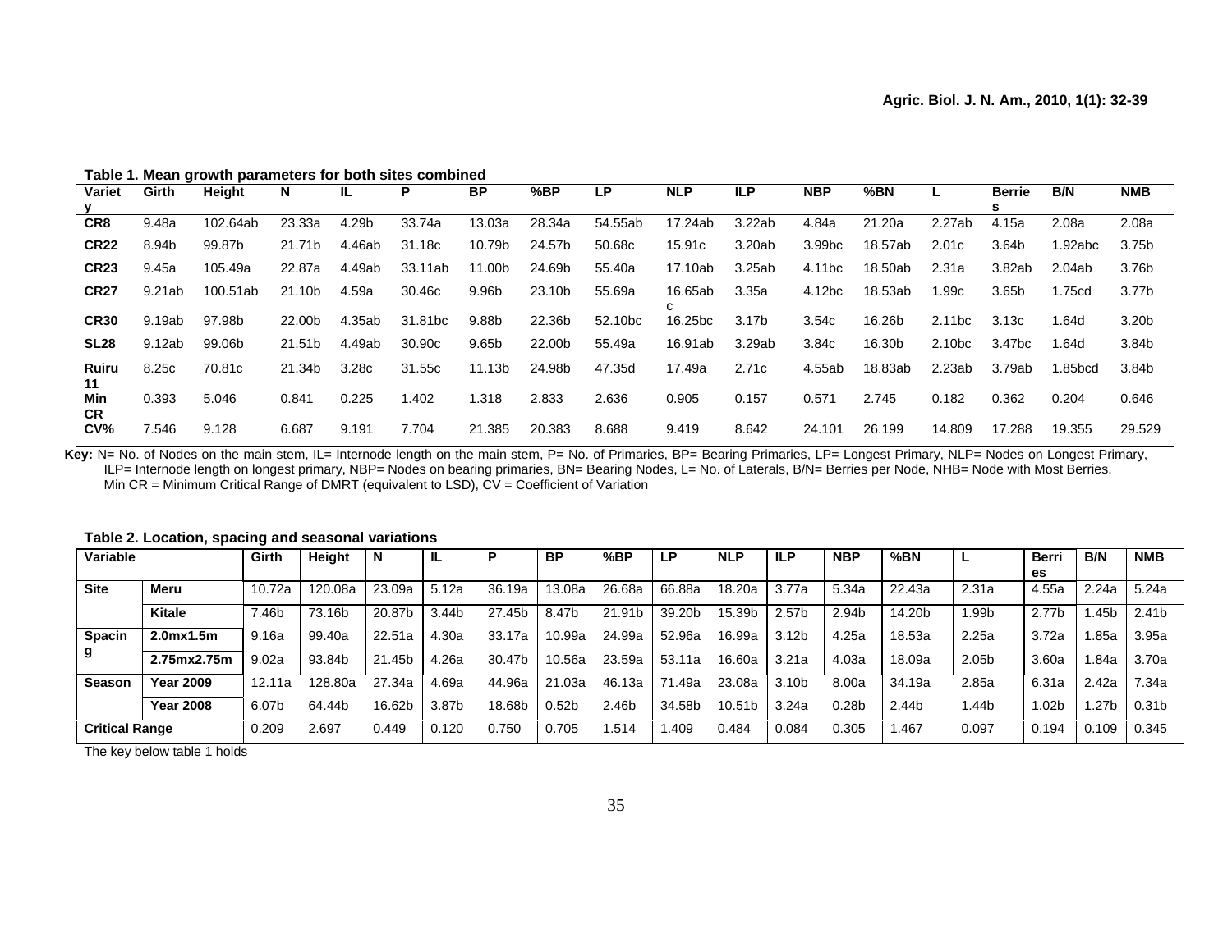**Table 1. Mean growth parameters for both sites combined**

| Variety | Girth | Height | N | IL | P | BP | %BP | LP | NLP | ILP | NBP | %BN | L | Berries | B/N | NMB |
|---|---|---|---|---|---|---|---|---|---|---|---|---|---|---|---|---|
| CR8 | 9.48a | 102.64ab | 23.33a | 4.29b | 33.74a | 13.03a | 28.34a | 54.55ab | 17.24ab | 3.22ab | 4.84a | 21.20a | 2.27ab | 4.15a | 2.08a | 2.08a |
| CR22 | 8.94b | 99.87b | 21.71b | 4.46ab | 31.18c | 10.79b | 24.57b | 50.68c | 15.91c | 3.20ab | 3.99bc | 18.57ab | 2.01c | 3.64b | 1.92abc | 3.75b |
| CR23 | 9.45a | 105.49a | 22.87a | 4.49ab | 33.11ab | 11.00b | 24.69b | 55.40a | 17.10ab | 3.25ab | 4.11bc | 18.50ab | 2.31a | 3.82ab | 2.04ab | 3.76b |
| CR27 | 9.21ab | 100.51ab | 21.10b | 4.59a | 30.46c | 9.96b | 23.10b | 55.69a | 16.65abc | 3.35a | 4.12bc | 18.53ab | 1.99c | 3.65b | 1.75cd | 3.77b |
| CR30 | 9.19ab | 97.98b | 22.00b | 4.35ab | 31.81bc | 9.88b | 22.36b | 52.10bc | 16.25bc | 3.17b | 3.54c | 16.26b | 2.11bc | 3.13c | 1.64d | 3.20b |
| SL28 | 9.12ab | 99.06b | 21.51b | 4.49ab | 30.90c | 9.65b | 22.00b | 55.49a | 16.91ab | 3.29ab | 3.84c | 16.30b | 2.10bc | 3.47bc | 1.64d | 3.84b |
| Ruiru 11 | 8.25c | 70.81c | 21.34b | 3.28c | 31.55c | 11.13b | 24.98b | 47.35d | 17.49a | 2.71c | 4.55ab | 18.83ab | 2.23ab | 3.79ab | 1.85bcd | 3.84b |
| Min CR | 0.393 | 5.046 | 0.841 | 0.225 | 1.402 | 1.318 | 2.833 | 2.636 | 0.905 | 0.157 | 0.571 | 2.745 | 0.182 | 0.362 | 0.204 | 0.646 |
| CV% | 7.546 | 9.128 | 6.687 | 9.191 | 7.704 | 21.385 | 20.383 | 8.688 | 9.419 | 8.642 | 24.101 | 26.199 | 14.809 | 17.288 | 19.355 | 29.529 |

**Key:** N= No. of Nodes on the main stem, IL= Internode length on the main stem, P= No. of Primaries, BP= Bearing Primaries, LP= Longest Primary, NLP= Nodes on Longest Primary, ILP= Internode length on longest primary, NBP= Nodes on bearing primaries, BN= Bearing Nodes, L= No. of Laterals, B/N= Berries per Node, NHB= Node with Most Berries. Min CR = Minimum Critical Range of DMRT (equivalent to LSD), CV = Coefficient of Variation

**Table 2. Location, spacing and seasonal variations**

| Variable | | Girth | Height | N | IL | P | BP | %BP | LP | NLP | ILP | NBP | %BN | L | Berries | B/N | NMB |
|---|---|---|---|---|---|---|---|---|---|---|---|---|---|---|---|---|---|
| Site | Meru | 10.72a | 120.08a | 23.09a | 5.12a | 36.19a | 13.08a | 26.68a | 66.88a | 18.20a | 3.77a | 5.34a | 22.43a | 2.31a | 4.55a | 2.24a | 5.24a |
| | Kitale | 7.46b | 73.16b | 20.87b | 3.44b | 27.45b | 8.47b | 21.91b | 39.20b | 15.39b | 2.57b | 2.94b | 14.20b | 1.99b | 2.77b | 1.45b | 2.41b |
| Spacing | 2.0mx1.5m | 9.16a | 99.40a | 22.51a | 4.30a | 33.17a | 10.99a | 24.99a | 52.96a | 16.99a | 3.12b | 4.25a | 18.53a | 2.25a | 3.72a | 1.85a | 3.95a |
| | 2.75mx2.75m | 9.02a | 93.84b | 21.45b | 4.26a | 30.47b | 10.56a | 23.59a | 53.11a | 16.60a | 3.21a | 4.03a | 18.09a | 2.05b | 3.60a | 1.84a | 3.70a |
| Season | Year 2009 | 12.11a | 128.80a | 27.34a | 4.69a | 44.96a | 21.03a | 46.13a | 71.49a | 23.08a | 3.10b | 8.00a | 34.19a | 2.85a | 6.31a | 2.42a | 7.34a |
| | Year 2008 | 6.07b | 64.44b | 16.62b | 3.87b | 18.68b | 0.52b | 2.46b | 34.58b | 10.51b | 3.24a | 0.28b | 2.44b | 1.44b | 1.02b | 1.27b | 0.31b |
| Critical Range | | 0.209 | 2.697 | 0.449 | 0.120 | 0.750 | 0.705 | 1.514 | 1.409 | 0.484 | 0.084 | 0.305 | 1.467 | 0.097 | 0.194 | 0.109 | 0.345 |

The key below table 1 holds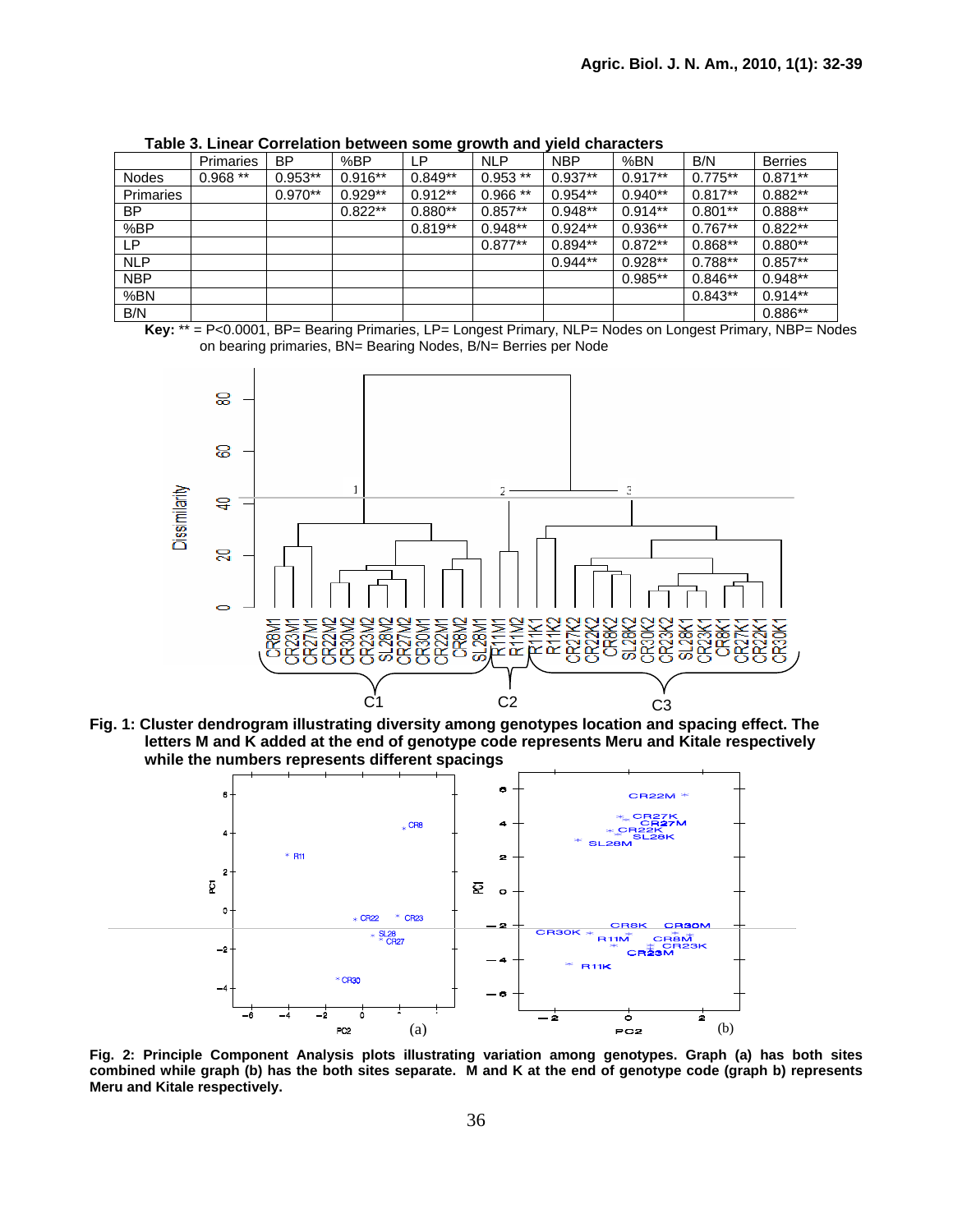**Table 3. Linear Correlation between some growth and yield characters**

| | Primaries | BP | %BP | LP | NLP | NBP | %BN | B/N | Berries |
|---|---|---|---|---|---|---|---|---|---|
| Nodes | 0.968 ** | 0.953** | 0.916** | 0.849** | 0.953 ** | 0.937** | 0.917** | 0.775** | 0.871** |
| Primaries | | 0.970** | 0.929** | 0.912** | 0.966 ** | 0.954** | 0.940** | 0.817** | 0.882** |
| BP | | | 0.822** | 0.880** | 0.857** | 0.948** | 0.914** | 0.801** | 0.888** |
| %BP | | | | 0.819** | 0.948** | 0.924** | 0.936** | 0.767** | 0.822** |
| LP | | | | | 0.877** | 0.894** | 0.872** | 0.868** | 0.880** |
| NLP | | | | | | 0.944** | 0.928** | 0.788** | 0.857** |
| NBP | | | | | | | 0.985** | 0.846** | 0.948** |
| %BN | | | | | | | | 0.843** | 0.914** |
| B/N | | | | | | | | | 0.886** |

**Key:** ** = P<0.0001, BP= Bearing Primaries, LP= Longest Primary, NLP= Nodes on Longest Primary, NBP= Nodes on bearing primaries, BN= Bearing Nodes, B/N= Berries per Node

**Fig. 1: Cluster dendrogram illustrating diversity among genotypes location and spacing effect. The letters M and K added at the end of genotype code represents Meru and Kitale respectively while the numbers represents different spacings**

**Fig. 2: Principle Component Analysis plots illustrating variation among genotypes. Graph (a) has both sites combined while graph (b) has the both sites separate. M and K at the end of genotype code (graph b) represents Meru and Kitale respectively.**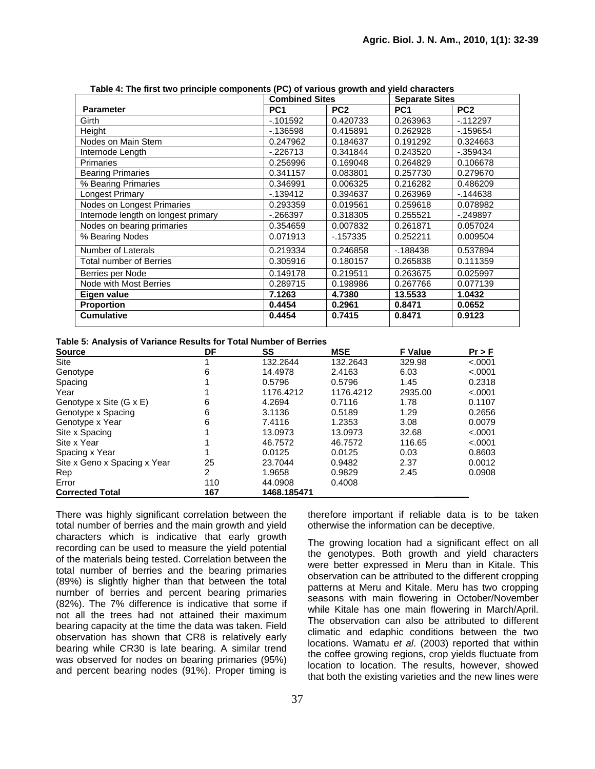**Table 4: The first two principle components (PC) of various growth and yield characters**

| | Combined Sites | | Separate Sites | |
|---|---|---|---|---|
| **Parameter** | **PC1** | **PC2** | **PC1** | **PC2** |
| Girth | -.101592 | 0.420733 | 0.263963 | -.112297 |
| Height | -.136598 | 0.415891 | 0.262928 | -.159654 |
| Nodes on Main Stem | 0.247962 | 0.184637 | 0.191292 | 0.324663 |
| Internode Length | -.226713 | 0.341844 | 0.243520 | -.359434 |
| Primaries | 0.256996 | 0.169048 | 0.264829 | 0.106678 |
| Bearing Primaries | 0.341157 | 0.083801 | 0.257730 | 0.279670 |
| % Bearing Primaries | 0.346991 | 0.006325 | 0.216282 | 0.486209 |
| Longest Primary | -.139412 | 0.394637 | 0.263969 | -.144638 |
| Nodes on Longest Primaries | 0.293359 | 0.019561 | 0.259618 | 0.078982 |
| Internode length on longest primary | -.266397 | 0.318305 | 0.255521 | -.249897 |
| Nodes on bearing primaries | 0.354659 | 0.007832 | 0.261871 | 0.057024 |
| % Bearing Nodes | 0.071913 | -.157335 | 0.252211 | 0.009504 |
| Number of Laterals | 0.219334 | 0.246858 | -.188438 | 0.537894 |
| Total number of Berries | 0.305916 | 0.180157 | 0.265838 | 0.111359 |
| Berries per Node | 0.149178 | 0.219511 | 0.263675 | 0.025997 |
| Node with Most Berries | 0.289715 | 0.198986 | 0.267766 | 0.077139 |
| **Eigen value** | **7.1263** | **4.7380** | **13.5533** | **1.0432** |
| **Proportion** | **0.4454** | **0.2961** | **0.8471** | **0.0652** |
| **Cumulative** | **0.4454** | **0.7415** | **0.8471** | **0.9123** |

**Table 5: Analysis of Variance Results for Total Number of Berries**

| Source | DF | SS | MSE | F Value | Pr > F |
|---|---|---|---|---|---|
| Site | 1 | 132.2644 | 132.2643 | 329.98 | <.0001 |
| Genotype | 6 | 14.4978 | 2.4163 | 6.03 | <.0001 |
| Spacing | 1 | 0.5796 | 0.5796 | 1.45 | 0.2318 |
| Year | 1 | 1176.4212 | 1176.4212 | 2935.00 | <.0001 |
| Genotype x Site (G x E) | 6 | 4.2694 | 0.7116 | 1.78 | 0.1107 |
| Genotype x Spacing | 6 | 3.1136 | 0.5189 | 1.29 | 0.2656 |
| Genotype x Year | 6 | 7.4116 | 1.2353 | 3.08 | 0.0079 |
| Site x Spacing | 1 | 13.0973 | 13.0973 | 32.68 | <.0001 |
| Site x Year | 1 | 46.7572 | 46.7572 | 116.65 | <.0001 |
| Spacing x Year | 1 | 0.0125 | 0.0125 | 0.03 | 0.8603 |
| Site x Geno x Spacing x Year | 25 | 23.7044 | 0.9482 | 2.37 | 0.0012 |
| Rep | 2 | 1.9658 | 0.9829 | 2.45 | 0.0908 |
| Error | 110 | 44.0908 | 0.4008 | | |
| **Corrected Total** | **167** | **1468.185471** | | | |

There was highly significant correlation between the total number of berries and the main growth and yield characters which is indicative that early growth recording can be used to measure the yield potential of the materials being tested. Correlation between the total number of berries and the bearing primaries (89%) is slightly higher than that between the total number of berries and percent bearing primaries (82%). The 7% difference is indicative that some if not all the trees had not attained their maximum bearing capacity at the time the data was taken. Field observation has shown that CR8 is relatively early bearing while CR30 is late bearing. A similar trend was observed for nodes on bearing primaries (95%) and percent bearing nodes (91%). Proper timing is therefore important if reliable data is to be taken otherwise the information can be deceptive.

The growing location had a significant effect on all the genotypes. Both growth and yield characters were better expressed in Meru than in Kitale. This observation can be attributed to the different cropping patterns at Meru and Kitale. Meru has two cropping seasons with main flowering in October/November while Kitale has one main flowering in March/April. The observation can also be attributed to different climatic and edaphic conditions between the two locations. Wamatu *et al*. (2003) reported that within the coffee growing regions, crop yields fluctuate from location to location. The results, however, showed that both the existing varieties and the new lines were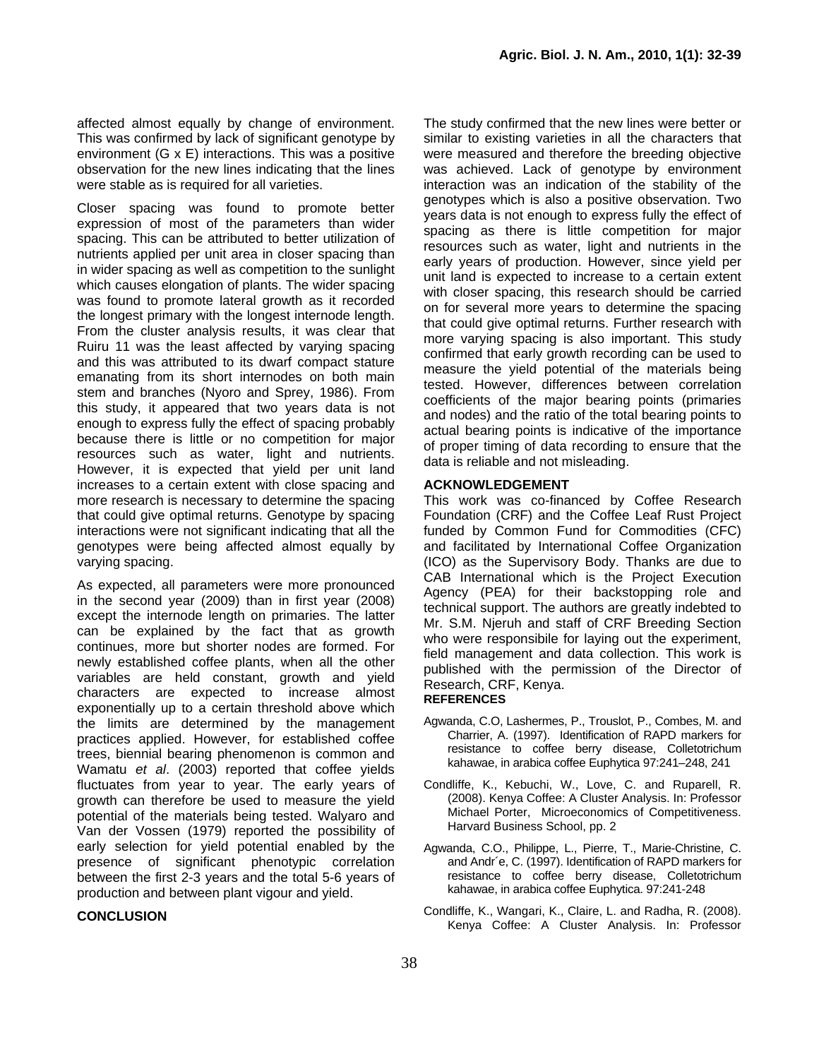affected almost equally by change of environment. This was confirmed by lack of significant genotype by environment (G x E) interactions. This was a positive observation for the new lines indicating that the lines were stable as is required for all varieties.

Closer spacing was found to promote better expression of most of the parameters than wider spacing. This can be attributed to better utilization of nutrients applied per unit area in closer spacing than in wider spacing as well as competition to the sunlight which causes elongation of plants. The wider spacing was found to promote lateral growth as it recorded the longest primary with the longest internode length. From the cluster analysis results, it was clear that Ruiru 11 was the least affected by varying spacing and this was attributed to its dwarf compact stature emanating from its short internodes on both main stem and branches (Nyoro and Sprey, 1986). From this study, it appeared that two years data is not enough to express fully the effect of spacing probably because there is little or no competition for major resources such as water, light and nutrients. However, it is expected that yield per unit land increases to a certain extent with close spacing and more research is necessary to determine the spacing that could give optimal returns. Genotype by spacing interactions were not significant indicating that all the genotypes were being affected almost equally by varying spacing.

As expected, all parameters were more pronounced in the second year (2009) than in first year (2008) except the internode length on primaries. The latter can be explained by the fact that as growth continues, more but shorter nodes are formed. For newly established coffee plants, when all the other variables are held constant, growth and yield characters are expected to increase almost exponentially up to a certain threshold above which the limits are determined by the management practices applied. However, for established coffee trees, biennial bearing phenomenon is common and Wamatu *et al*. (2003) reported that coffee yields fluctuates from year to year. The early years of growth can therefore be used to measure the yield potential of the materials being tested. Walyaro and Van der Vossen (1979) reported the possibility of early selection for yield potential enabled by the presence of significant phenotypic correlation between the first 2-3 years and the total 5-6 years of production and between plant vigour and yield.

## CONCLUSION

The study confirmed that the new lines were better or similar to existing varieties in all the characters that were measured and therefore the breeding objective was achieved. Lack of genotype by environment interaction was an indication of the stability of the genotypes which is also a positive observation. Two years data is not enough to express fully the effect of spacing as there is little competition for major resources such as water, light and nutrients in the early years of production. However, since yield per unit land is expected to increase to a certain extent with closer spacing, this research should be carried on for several more years to determine the spacing that could give optimal returns. Further research with more varying spacing is also important. This study confirmed that early growth recording can be used to measure the yield potential of the materials being tested. However, differences between correlation coefficients of the major bearing points (primaries and nodes) and the ratio of the total bearing points to actual bearing points is indicative of the importance of proper timing of data recording to ensure that the data is reliable and not misleading.

## ACKNOWLEDGEMENT

This work was co-financed by Coffee Research Foundation (CRF) and the Coffee Leaf Rust Project funded by Common Fund for Commodities (CFC) and facilitated by International Coffee Organization (ICO) as the Supervisory Body. Thanks are due to CAB International which is the Project Execution Agency (PEA) for their backstopping role and technical support. The authors are greatly indebted to Mr. S.M. Njeruh and staff of CRF Breeding Section who were responsibile for laying out the experiment, field management and data collection. This work is published with the permission of the Director of Research, CRF, Kenya.

## REFERENCES

Agwanda, C.O, Lashermes, P., Trouslot, P., Combes, M. and Charrier, A. (1997). Identification of RAPD markers for resistance to coffee berry disease, Colletotrichum kahawae, in arabica coffee Euphytica 97:241–248, 241

Condliffe, K., Kebuchi, W., Love, C. and Ruparell, R. (2008). Kenya Coffee: A Cluster Analysis. In: Professor Michael Porter, Microeconomics of Competitiveness. Harvard Business School, pp. 2

Agwanda, C.O., Philippe, L., Pierre, T., Marie-Christine, C. and Andr´e, C. (1997). Identification of RAPD markers for resistance to coffee berry disease, Colletotrichum kahawae, in arabica coffee Euphytica. 97:241-248

Condliffe, K., Wangari, K., Claire, L. and Radha, R. (2008). Kenya Coffee: A Cluster Analysis. In: Professor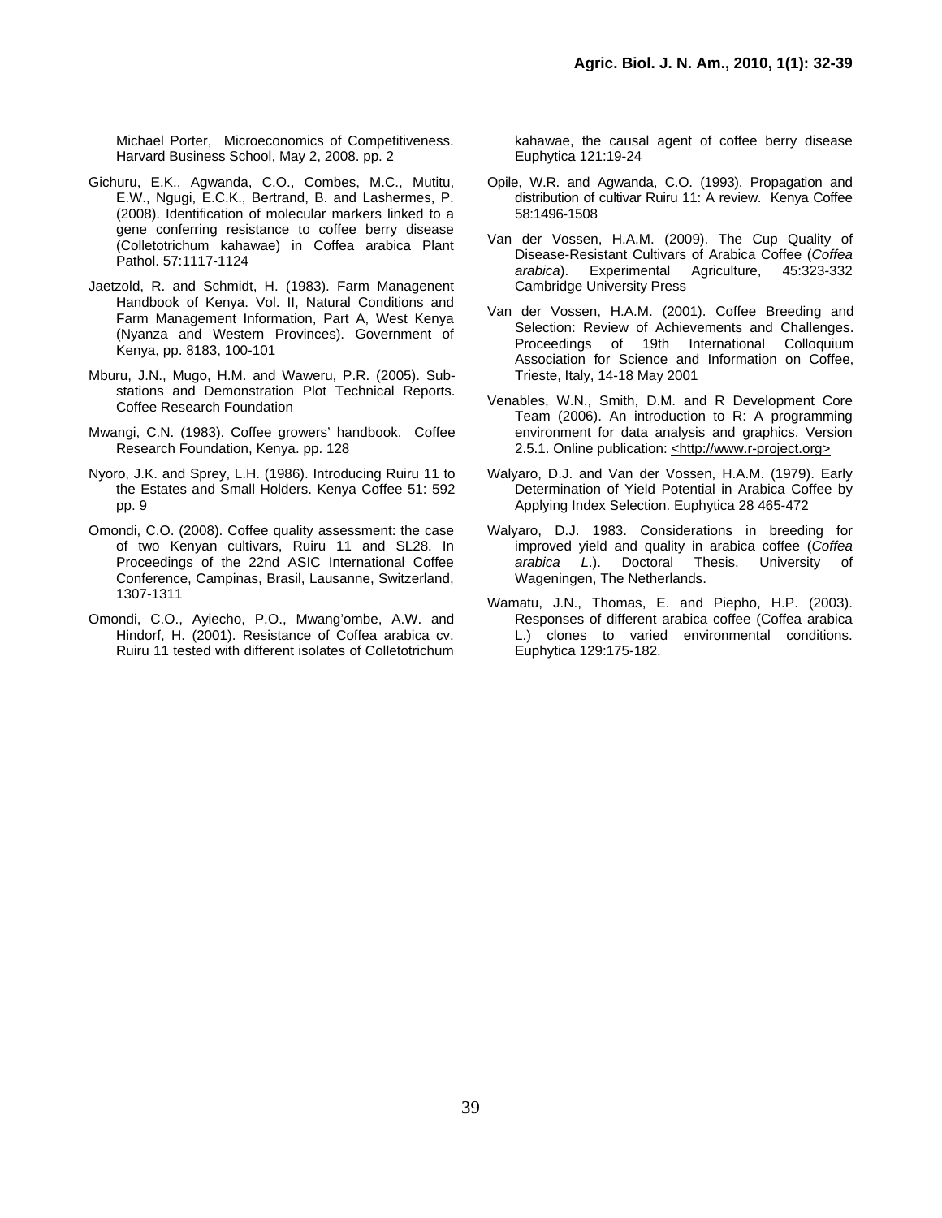Michael Porter, Microeconomics of Competitiveness. Harvard Business School, May 2, 2008. pp. 2

Gichuru, E.K., Agwanda, C.O., Combes, M.C., Mutitu, E.W., Ngugi, E.C.K., Bertrand, B. and Lashermes, P. (2008). Identification of molecular markers linked to a gene conferring resistance to coffee berry disease (Colletotrichum kahawae) in Coffea arabica Plant Pathol. 57:1117-1124

Jaetzold, R. and Schmidt, H. (1983). Farm Managenent Handbook of Kenya. Vol. II, Natural Conditions and Farm Management Information, Part A, West Kenya (Nyanza and Western Provinces). Government of Kenya, pp. 8183, 100-101

Mburu, J.N., Mugo, H.M. and Waweru, P.R. (2005). Sub-stations and Demonstration Plot Technical Reports. Coffee Research Foundation

Mwangi, C.N. (1983). Coffee growers' handbook. Coffee Research Foundation, Kenya. pp. 128

Nyoro, J.K. and Sprey, L.H. (1986). Introducing Ruiru 11 to the Estates and Small Holders. Kenya Coffee 51: 592 pp. 9

Omondi, C.O. (2008). Coffee quality assessment: the case of two Kenyan cultivars, Ruiru 11 and SL28. In Proceedings of the 22nd ASIC International Coffee Conference, Campinas, Brasil, Lausanne, Switzerland, 1307-1311

Omondi, C.O., Ayiecho, P.O., Mwang'ombe, A.W. and Hindorf, H. (2001). Resistance of Coffea arabica cv. Ruiru 11 tested with different isolates of Colletotrichum kahawae, the causal agent of coffee berry disease Euphytica 121:19-24

Opile, W.R. and Agwanda, C.O. (1993). Propagation and distribution of cultivar Ruiru 11: A review. Kenya Coffee 58:1496-1508

Van der Vossen, H.A.M. (2009). The Cup Quality of Disease-Resistant Cultivars of Arabica Coffee (*Coffea arabica*). Experimental Agriculture, 45:323-332 Cambridge University Press

Van der Vossen, H.A.M. (2001). Coffee Breeding and Selection: Review of Achievements and Challenges. Proceedings of 19th International Colloquium Association for Science and Information on Coffee, Trieste, Italy, 14-18 May 2001

Venables, W.N., Smith, D.M. and R Development Core Team (2006). An introduction to R: A programming environment for data analysis and graphics. Version 2.5.1. Online publication: <http://www.r-project.org>

Walyaro, D.J. and Van der Vossen, H.A.M. (1979). Early Determination of Yield Potential in Arabica Coffee by Applying Index Selection. Euphytica 28 465-472

Walyaro, D.J. 1983. Considerations in breeding for improved yield and quality in arabica coffee (*Coffea arabica L*.). Doctoral Thesis. University of Wageningen, The Netherlands.

Wamatu, J.N., Thomas, E. and Piepho, H.P. (2003). Responses of different arabica coffee (Coffea arabica L.) clones to varied environmental conditions. Euphytica 129:175-182.